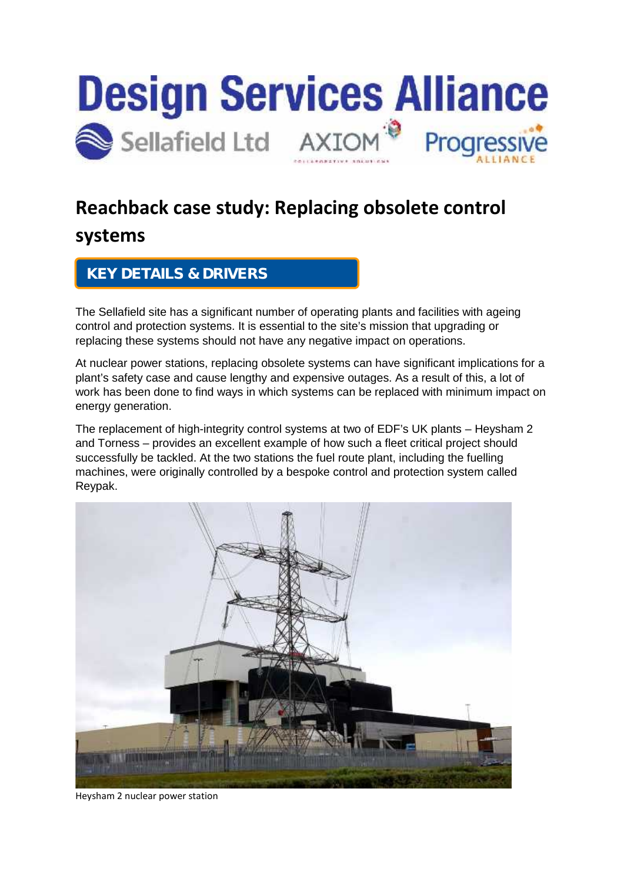# Design Services Alliance

Sellafield Ltd AXIOM Progressive ALLIANCE

## Reachback case study: Replacing obsolete control systems

### KEY DETAILS & DRIVERS

The Sellafield site has a significant number of operating plants and facilities with ageing control and protection systems. It is essential to the site's mission that upgrading or replacing these systems should not have any negative impact on operations.

At nuclear power stations, replacing obsolete systems can have significant implications for a plant's safety case and cause lengthy and expensive outages. As a result of this, a lot of work has been done to find ways in which systems can be replaced with minimum impact on energy generation.

The replacement of high-integrity control systems at two of EDF's UK plants – Heysham 2 and Torness – provides an excellent example of how such a fleet critical project should successfully be tackled. At the two stations the fuel route plant, including the fuelling machines, were originally controlled by a bespoke control and protection system called Reypak.

Heysham 2 nuclear power station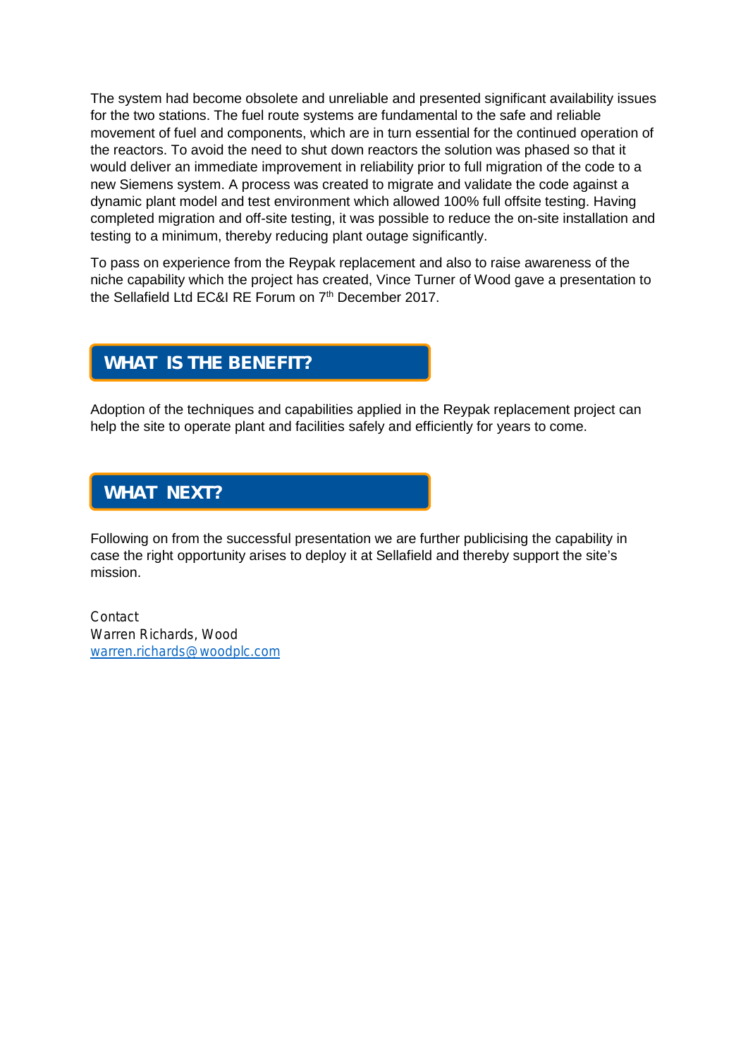The system had become obsolete and unreliable and presented significant availability issues for the two stations. The fuel route systems are fundamental to the safe and reliable movement of fuel and components, which are in turn essential for the continued operation of the reactors. To avoid the need to shut down reactors the solution was phased so that it would deliver an immediate improvement in reliability prior to full migration of the code to a new Siemens system. A process was created to migrate and validate the code against a dynamic plant model and test environment which allowed 100% full offsite testing. Having completed migration and off-site testing, it was possible to reduce the on-site installation and testing to a minimum, thereby reducing plant outage significantly.

To pass on experience from the Reypak replacement and also to raise awareness of the niche capability which the project has created, Vince Turner of Wood gave a presentation to the Sellafield Ltd EC&I RE Forum on 7th December 2017.

## WHAT IS THE BENEFIT?

Adoption of the techniques and capabilities applied in the Reypak replacement project can help the site to operate plant and facilities safely and efficiently for years to come.

## WHAT NEXT?

Following on from the successful presentation we are further publicising the capability in case the right opportunity arises to deploy it at Sellafield and thereby support the site's mission.

Contact
Warren Richards, Wood
warren.richards@woodplc.com